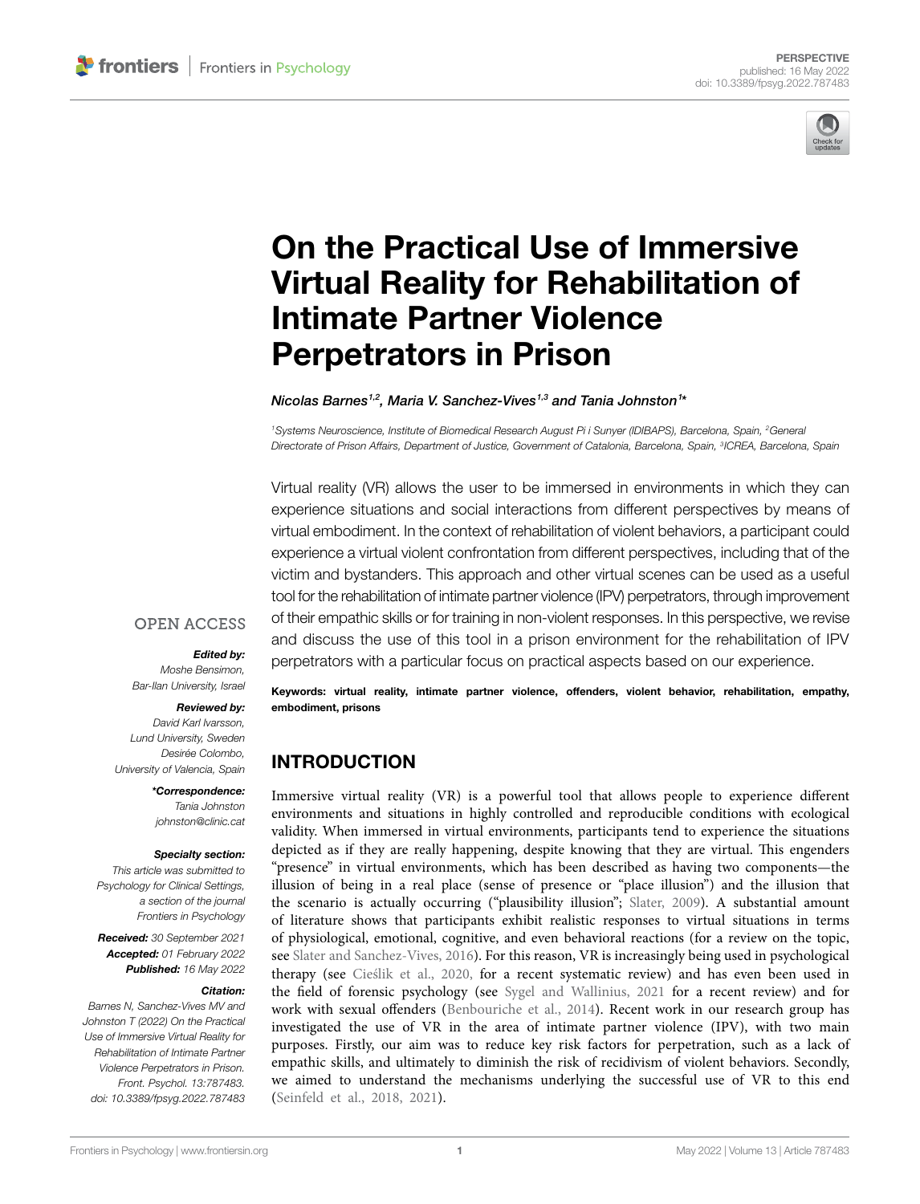PERSPECTIVE
published: 16 May 2022
doi: 10.3389/fpsyg.2022.787483

# On the Practical Use of Immersive Virtual Reality for Rehabilitation of Intimate Partner Violence Perpetrators in Prison

*Nicolas Barnes[1,2], Maria V. Sanchez-Vives[1,3] and Tania Johnston[1]\**

[1] Systems Neuroscience, Institute of Biomedical Research August Pi i Sunyer (IDIBAPS), Barcelona, Spain, [2] General Directorate of Prison Affairs, Department of Justice, Government of Catalonia, Barcelona, Spain, [3] ICREA, Barcelona, Spain

Virtual reality (VR) allows the user to be immersed in environments in which they can experience situations and social interactions from different perspectives by means of virtual embodiment. In the context of rehabilitation of violent behaviors, a participant could experience a virtual violent confrontation from different perspectives, including that of the victim and bystanders. This approach and other virtual scenes can be used as a useful tool for the rehabilitation of intimate partner violence (IPV) perpetrators, through improvement of their empathic skills or for training in non-violent responses. In this perspective, we revise and discuss the use of this tool in a prison environment for the rehabilitation of IPV perpetrators with a particular focus on practical aspects based on our experience.

**Keywords: virtual reality, intimate partner violence, offenders, violent behavior, rehabilitation, empathy, embodiment, prisons**

OPEN ACCESS

***Edited by:***
*Moshe Bensimon, Bar-Ilan University, Israel*

***Reviewed by:***
*David Karl Ivarsson, Lund University, Sweden*
*Desirée Colombo, University of Valencia, Spain*

***\*Correspondence:***
*Tania Johnston*
*johnston@clinic.cat*

***Specialty section:***
*This article was submitted to Psychology for Clinical Settings, a section of the journal Frontiers in Psychology*

***Received:*** *30 September 2021*
***Accepted:*** *01 February 2022*
***Published:*** *16 May 2022*

***Citation:***
*Barnes N, Sanchez-Vives MV and Johnston T (2022) On the Practical Use of Immersive Virtual Reality for Rehabilitation of Intimate Partner Violence Perpetrators in Prison. Front. Psychol. 13:787483. doi: 10.3389/fpsyg.2022.787483*

## INTRODUCTION

Immersive virtual reality (VR) is a powerful tool that allows people to experience different environments and situations in highly controlled and reproducible conditions with ecological validity. When immersed in virtual environments, participants tend to experience the situations depicted as if they are really happening, despite knowing that they are virtual. This engenders "presence" in virtual environments, which has been described as having two components—the illusion of being in a real place (sense of presence or "place illusion") and the illusion that the scenario is actually occurring ("plausibility illusion"; Slater, 2009). A substantial amount of literature shows that participants exhibit realistic responses to virtual situations in terms of physiological, emotional, cognitive, and even behavioral reactions (for a review on the topic, see Slater and Sanchez-Vives, 2016). For this reason, VR is increasingly being used in psychological therapy (see Cieślik et al., 2020, for a recent systematic review) and has even been used in the field of forensic psychology (see Sygel and Wallinius, 2021 for a recent review) and for work with sexual offenders (Benbouriche et al., 2014). Recent work in our research group has investigated the use of VR in the area of intimate partner violence (IPV), with two main purposes. Firstly, our aim was to reduce key risk factors for perpetration, such as a lack of empathic skills, and ultimately to diminish the risk of recidivism of violent behaviors. Secondly, we aimed to understand the mechanisms underlying the successful use of VR to this end (Seinfeld et al., 2018, 2021).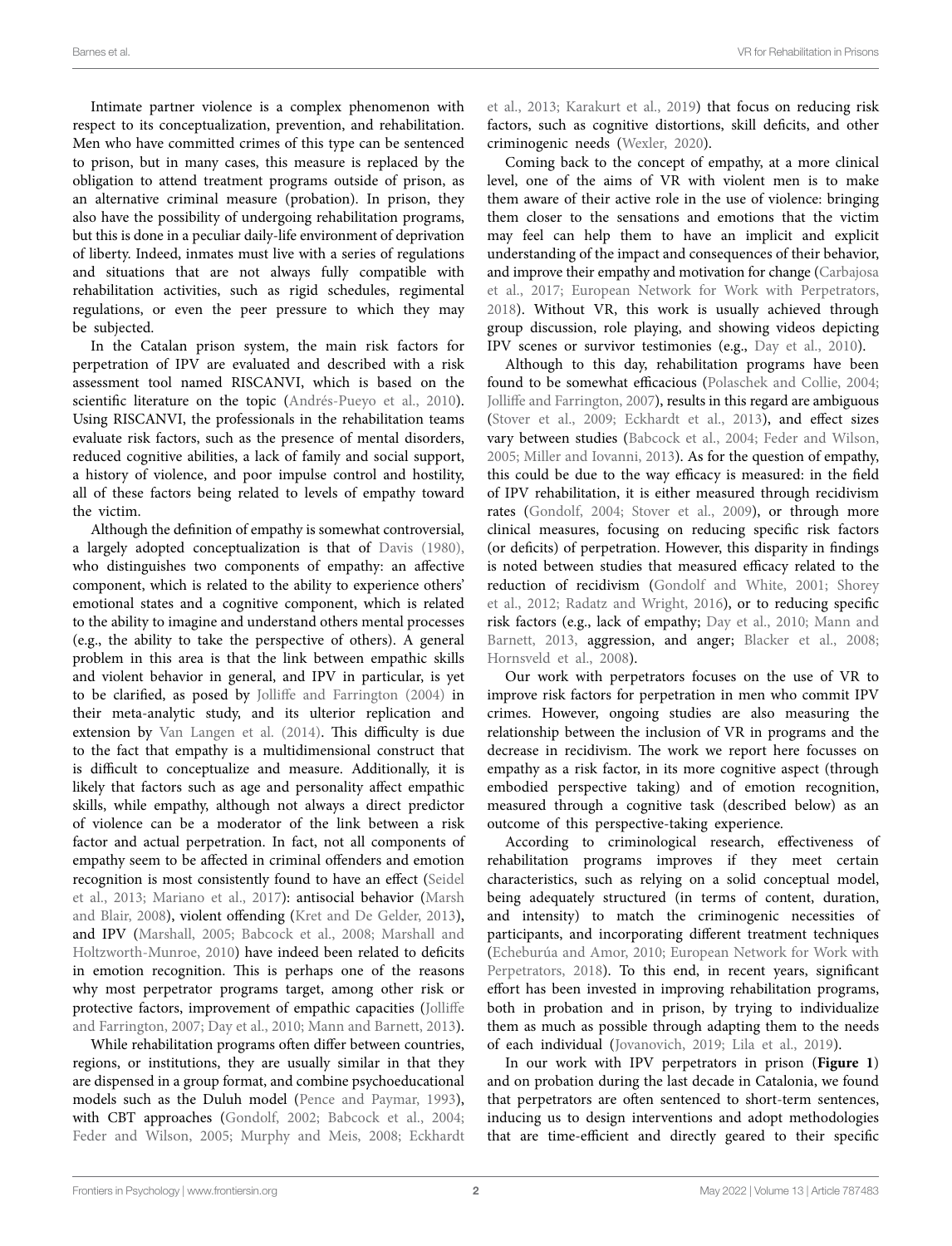Intimate partner violence is a complex phenomenon with respect to its conceptualization, prevention, and rehabilitation. Men who have committed crimes of this type can be sentenced to prison, but in many cases, this measure is replaced by the obligation to attend treatment programs outside of prison, as an alternative criminal measure (probation). In prison, they also have the possibility of undergoing rehabilitation programs, but this is done in a peculiar daily-life environment of deprivation of liberty. Indeed, inmates must live with a series of regulations and situations that are not always fully compatible with rehabilitation activities, such as rigid schedules, regimental regulations, or even the peer pressure to which they may be subjected.

In the Catalan prison system, the main risk factors for perpetration of IPV are evaluated and described with a risk assessment tool named RISCANVI, which is based on the scientific literature on the topic (Andrés-Pueyo et al., 2010). Using RISCANVI, the professionals in the rehabilitation teams evaluate risk factors, such as the presence of mental disorders, reduced cognitive abilities, a lack of family and social support, a history of violence, and poor impulse control and hostility, all of these factors being related to levels of empathy toward the victim.

Although the definition of empathy is somewhat controversial, a largely adopted conceptualization is that of Davis (1980), who distinguishes two components of empathy: an affective component, which is related to the ability to experience others' emotional states and a cognitive component, which is related to the ability to imagine and understand others mental processes (e.g., the ability to take the perspective of others). A general problem in this area is that the link between empathic skills and violent behavior in general, and IPV in particular, is yet to be clarified, as posed by Jolliffe and Farrington (2004) in their meta-analytic study, and its ulterior replication and extension by Van Langen et al. (2014). This difficulty is due to the fact that empathy is a multidimensional construct that is difficult to conceptualize and measure. Additionally, it is likely that factors such as age and personality affect empathic skills, while empathy, although not always a direct predictor of violence can be a moderator of the link between a risk factor and actual perpetration. In fact, not all components of empathy seem to be affected in criminal offenders and emotion recognition is most consistently found to have an effect (Seidel et al., 2013; Mariano et al., 2017): antisocial behavior (Marsh and Blair, 2008), violent offending (Kret and De Gelder, 2013), and IPV (Marshall, 2005; Babcock et al., 2008; Marshall and Holtzworth-Munroe, 2010) have indeed been related to deficits in emotion recognition. This is perhaps one of the reasons why most perpetrator programs target, among other risk or protective factors, improvement of empathic capacities (Jolliffe and Farrington, 2007; Day et al., 2010; Mann and Barnett, 2013).

While rehabilitation programs often differ between countries, regions, or institutions, they are usually similar in that they are dispensed in a group format, and combine psychoeducational models such as the Duluh model (Pence and Paymar, 1993), with CBT approaches (Gondolf, 2002; Babcock et al., 2004; Feder and Wilson, 2005; Murphy and Meis, 2008; Eckhardt et al., 2013; Karakurt et al., 2019) that focus on reducing risk factors, such as cognitive distortions, skill deficits, and other criminogenic needs (Wexler, 2020).

Coming back to the concept of empathy, at a more clinical level, one of the aims of VR with violent men is to make them aware of their active role in the use of violence: bringing them closer to the sensations and emotions that the victim may feel can help them to have an implicit and explicit understanding of the impact and consequences of their behavior, and improve their empathy and motivation for change (Carbajosa et al., 2017; European Network for Work with Perpetrators, 2018). Without VR, this work is usually achieved through group discussion, role playing, and showing videos depicting IPV scenes or survivor testimonies (e.g., Day et al., 2010).

Although to this day, rehabilitation programs have been found to be somewhat efficacious (Polaschek and Collie, 2004; Jolliffe and Farrington, 2007), results in this regard are ambiguous (Stover et al., 2009; Eckhardt et al., 2013), and effect sizes vary between studies (Babcock et al., 2004; Feder and Wilson, 2005; Miller and Iovanni, 2013). As for the question of empathy, this could be due to the way efficacy is measured: in the field of IPV rehabilitation, it is either measured through recidivism rates (Gondolf, 2004; Stover et al., 2009), or through more clinical measures, focusing on reducing specific risk factors (or deficits) of perpetration. However, this disparity in findings is noted between studies that measured efficacy related to the reduction of recidivism (Gondolf and White, 2001; Shorey et al., 2012; Radatz and Wright, 2016), or to reducing specific risk factors (e.g., lack of empathy; Day et al., 2010; Mann and Barnett, 2013, aggression, and anger; Blacker et al., 2008; Hornsveld et al., 2008).

Our work with perpetrators focuses on the use of VR to improve risk factors for perpetration in men who commit IPV crimes. However, ongoing studies are also measuring the relationship between the inclusion of VR in programs and the decrease in recidivism. The work we report here focusses on empathy as a risk factor, in its more cognitive aspect (through embodied perspective taking) and of emotion recognition, measured through a cognitive task (described below) as an outcome of this perspective-taking experience.

According to criminological research, effectiveness of rehabilitation programs improves if they meet certain characteristics, such as relying on a solid conceptual model, being adequately structured (in terms of content, duration, and intensity) to match the criminogenic necessities of participants, and incorporating different treatment techniques (Echeburúa and Amor, 2010; European Network for Work with Perpetrators, 2018). To this end, in recent years, significant effort has been invested in improving rehabilitation programs, both in probation and in prison, by trying to individualize them as much as possible through adapting them to the needs of each individual (Jovanovich, 2019; Lila et al., 2019).

In our work with IPV perpetrators in prison (**Figure 1**) and on probation during the last decade in Catalonia, we found that perpetrators are often sentenced to short-term sentences, inducing us to design interventions and adopt methodologies that are time-efficient and directly geared to their specific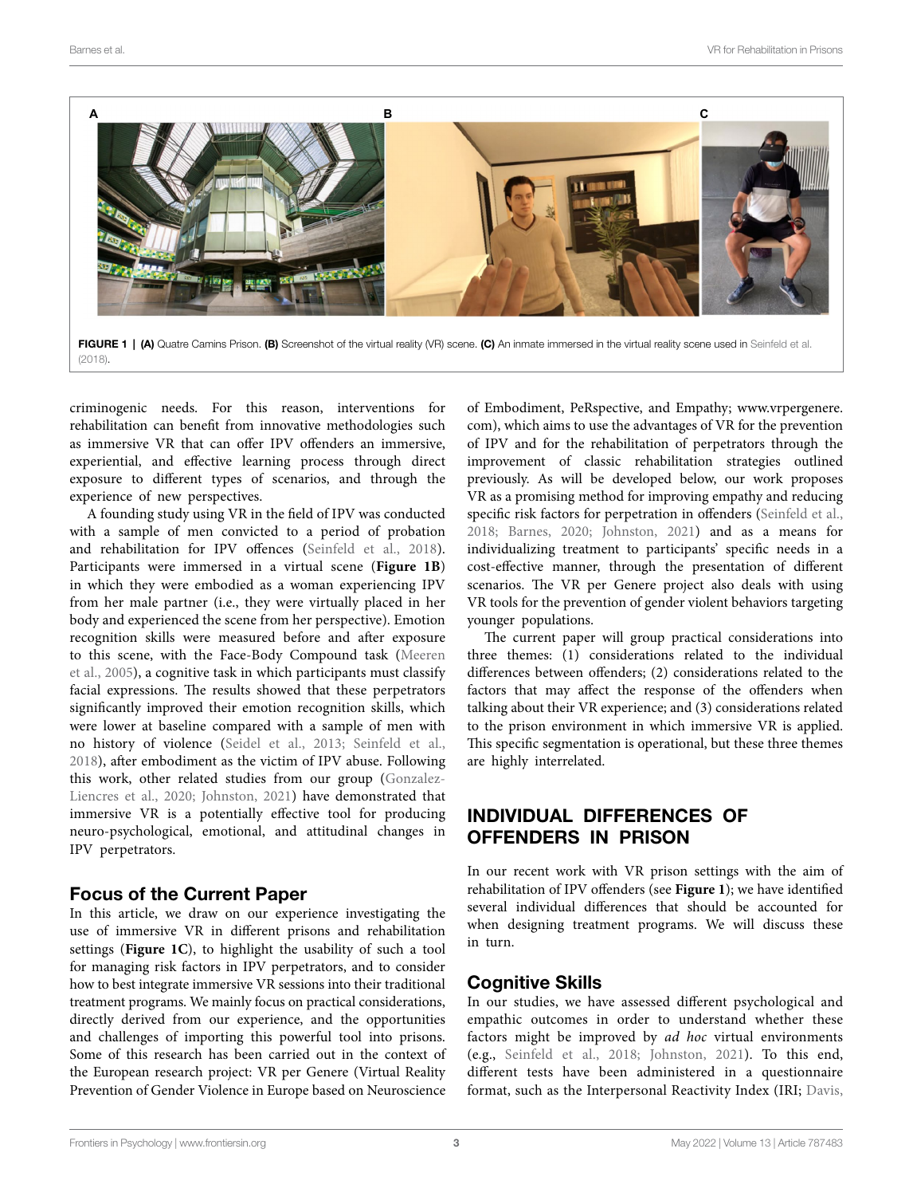**FIGURE 1 | (A)** Quatre Camins Prison. **(B)** Screenshot of the virtual reality (VR) scene. **(C)** An inmate immersed in the virtual reality scene used in Seinfeld et al. (2018).

criminogenic needs. For this reason, interventions for rehabilitation can benefit from innovative methodologies such as immersive VR that can offer IPV offenders an immersive, experiential, and effective learning process through direct exposure to different types of scenarios, and through the experience of new perspectives.

A founding study using VR in the field of IPV was conducted with a sample of men convicted to a period of probation and rehabilitation for IPV offences (Seinfeld et al., 2018). Participants were immersed in a virtual scene (**Figure 1B**) in which they were embodied as a woman experiencing IPV from her male partner (i.e., they were virtually placed in her body and experienced the scene from her perspective). Emotion recognition skills were measured before and after exposure to this scene, with the Face-Body Compound task (Meeren et al., 2005), a cognitive task in which participants must classify facial expressions. The results showed that these perpetrators significantly improved their emotion recognition skills, which were lower at baseline compared with a sample of men with no history of violence (Seidel et al., 2013; Seinfeld et al., 2018), after embodiment as the victim of IPV abuse. Following this work, other related studies from our group (Gonzalez-Liencres et al., 2020; Johnston, 2021) have demonstrated that immersive VR is a potentially effective tool for producing neuro-psychological, emotional, and attitudinal changes in IPV perpetrators.

## Focus of the Current Paper

In this article, we draw on our experience investigating the use of immersive VR in different prisons and rehabilitation settings (**Figure 1C**), to highlight the usability of such a tool for managing risk factors in IPV perpetrators, and to consider how to best integrate immersive VR sessions into their traditional treatment programs. We mainly focus on practical considerations, directly derived from our experience, and the opportunities and challenges of importing this powerful tool into prisons. Some of this research has been carried out in the context of the European research project: VR per Genere (Virtual Reality Prevention of Gender Violence in Europe based on Neuroscience of Embodiment, PeRspective, and Empathy; www.vrpergenere.com), which aims to use the advantages of VR for the prevention of IPV and for the rehabilitation of perpetrators through the improvement of classic rehabilitation strategies outlined previously. As will be developed below, our work proposes VR as a promising method for improving empathy and reducing specific risk factors for perpetration in offenders (Seinfeld et al., 2018; Barnes, 2020; Johnston, 2021) and as a means for individualizing treatment to participants' specific needs in a cost-effective manner, through the presentation of different scenarios. The VR per Genere project also deals with using VR tools for the prevention of gender violent behaviors targeting younger populations.

The current paper will group practical considerations into three themes: (1) considerations related to the individual differences between offenders; (2) considerations related to the factors that may affect the response of the offenders when talking about their VR experience; and (3) considerations related to the prison environment in which immersive VR is applied. This specific segmentation is operational, but these three themes are highly interrelated.

# INDIVIDUAL DIFFERENCES OF OFFENDERS IN PRISON

In our recent work with VR prison settings with the aim of rehabilitation of IPV offenders (see **Figure 1**); we have identified several individual differences that should be accounted for when designing treatment programs. We will discuss these in turn.

## Cognitive Skills

In our studies, we have assessed different psychological and empathic outcomes in order to understand whether these factors might be improved by *ad hoc* virtual environments (e.g., Seinfeld et al., 2018; Johnston, 2021). To this end, different tests have been administered in a questionnaire format, such as the Interpersonal Reactivity Index (IRI; Davis,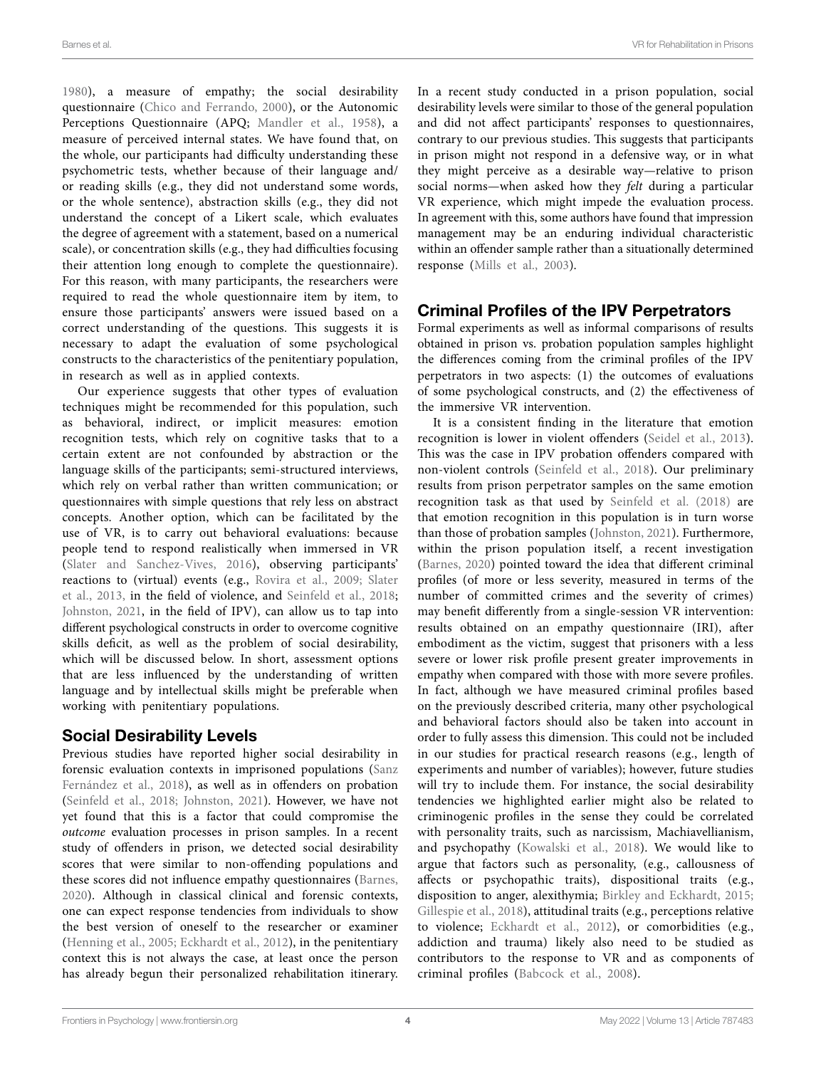1980), a measure of empathy; the social desirability questionnaire (Chico and Ferrando, 2000), or the Autonomic Perceptions Questionnaire (APQ; Mandler et al., 1958), a measure of perceived internal states. We have found that, on the whole, our participants had difficulty understanding these psychometric tests, whether because of their language and/or reading skills (e.g., they did not understand some words, or the whole sentence), abstraction skills (e.g., they did not understand the concept of a Likert scale, which evaluates the degree of agreement with a statement, based on a numerical scale), or concentration skills (e.g., they had difficulties focusing their attention long enough to complete the questionnaire). For this reason, with many participants, the researchers were required to read the whole questionnaire item by item, to ensure those participants' answers were issued based on a correct understanding of the questions. This suggests it is necessary to adapt the evaluation of some psychological constructs to the characteristics of the penitentiary population, in research as well as in applied contexts.

Our experience suggests that other types of evaluation techniques might be recommended for this population, such as behavioral, indirect, or implicit measures: emotion recognition tests, which rely on cognitive tasks that to a certain extent are not confounded by abstraction or the language skills of the participants; semi-structured interviews, which rely on verbal rather than written communication; or questionnaires with simple questions that rely less on abstract concepts. Another option, which can be facilitated by the use of VR, is to carry out behavioral evaluations: because people tend to respond realistically when immersed in VR (Slater and Sanchez-Vives, 2016), observing participants' reactions to (virtual) events (e.g., Rovira et al., 2009; Slater et al., 2013, in the field of violence, and Seinfeld et al., 2018; Johnston, 2021, in the field of IPV), can allow us to tap into different psychological constructs in order to overcome cognitive skills deficit, as well as the problem of social desirability, which will be discussed below. In short, assessment options that are less influenced by the understanding of written language and by intellectual skills might be preferable when working with penitentiary populations.

## Social Desirability Levels

Previous studies have reported higher social desirability in forensic evaluation contexts in imprisoned populations (Sanz Fernández et al., 2018), as well as in offenders on probation (Seinfeld et al., 2018; Johnston, 2021). However, we have not yet found that this is a factor that could compromise the *outcome* evaluation processes in prison samples. In a recent study of offenders in prison, we detected social desirability scores that were similar to non-offending populations and these scores did not influence empathy questionnaires (Barnes, 2020). Although in classical clinical and forensic contexts, one can expect response tendencies from individuals to show the best version of oneself to the researcher or examiner (Henning et al., 2005; Eckhardt et al., 2012), in the penitentiary context this is not always the case, at least once the person has already begun their personalized rehabilitation itinerary. In a recent study conducted in a prison population, social desirability levels were similar to those of the general population and did not affect participants' responses to questionnaires, contrary to our previous studies. This suggests that participants in prison might not respond in a defensive way, or in what they might perceive as a desirable way—relative to prison social norms—when asked how they *felt* during a particular VR experience, which might impede the evaluation process. In agreement with this, some authors have found that impression management may be an enduring individual characteristic within an offender sample rather than a situationally determined response (Mills et al., 2003).

## Criminal Profiles of the IPV Perpetrators

Formal experiments as well as informal comparisons of results obtained in prison vs. probation population samples highlight the differences coming from the criminal profiles of the IPV perpetrators in two aspects: (1) the outcomes of evaluations of some psychological constructs, and (2) the effectiveness of the immersive VR intervention.

It is a consistent finding in the literature that emotion recognition is lower in violent offenders (Seidel et al., 2013). This was the case in IPV probation offenders compared with non-violent controls (Seinfeld et al., 2018). Our preliminary results from prison perpetrator samples on the same emotion recognition task as that used by Seinfeld et al. (2018) are that emotion recognition in this population is in turn worse than those of probation samples (Johnston, 2021). Furthermore, within the prison population itself, a recent investigation (Barnes, 2020) pointed toward the idea that different criminal profiles (of more or less severity, measured in terms of the number of committed crimes and the severity of crimes) may benefit differently from a single-session VR intervention: results obtained on an empathy questionnaire (IRI), after embodiment as the victim, suggest that prisoners with a less severe or lower risk profile present greater improvements in empathy when compared with those with more severe profiles. In fact, although we have measured criminal profiles based on the previously described criteria, many other psychological and behavioral factors should also be taken into account in order to fully assess this dimension. This could not be included in our studies for practical research reasons (e.g., length of experiments and number of variables); however, future studies will try to include them. For instance, the social desirability tendencies we highlighted earlier might also be related to criminogenic profiles in the sense they could be correlated with personality traits, such as narcissism, Machiavellianism, and psychopathy (Kowalski et al., 2018). We would like to argue that factors such as personality, (e.g., callousness of affects or psychopathic traits), dispositional traits (e.g., disposition to anger, alexithymia; Birkley and Eckhardt, 2015; Gillespie et al., 2018), attitudinal traits (e.g., perceptions relative to violence; Eckhardt et al., 2012), or comorbidities (e.g., addiction and trauma) likely also need to be studied as contributors to the response to VR and as components of criminal profiles (Babcock et al., 2008).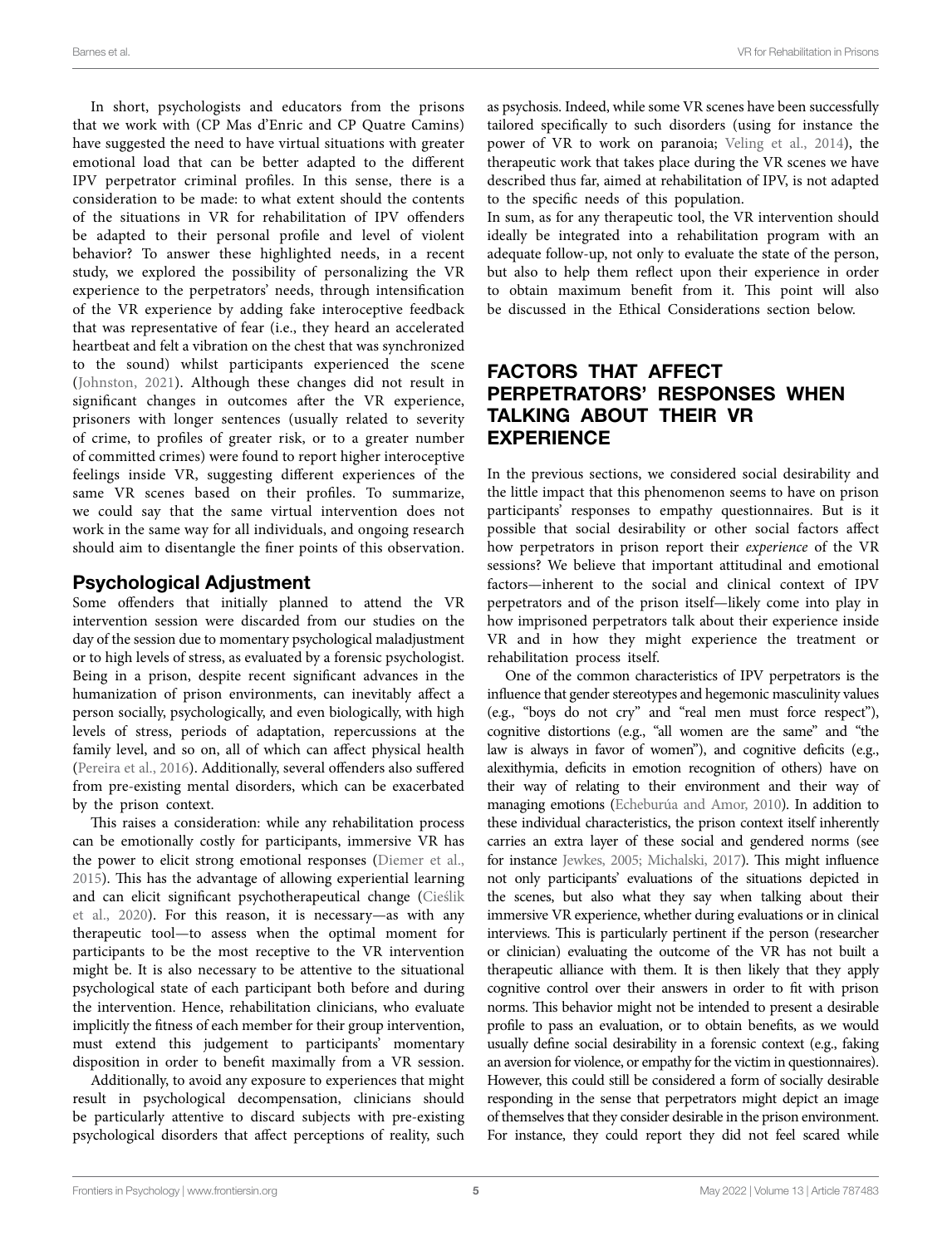In short, psychologists and educators from the prisons that we work with (CP Mas d'Enric and CP Quatre Camins) have suggested the need to have virtual situations with greater emotional load that can be better adapted to the different IPV perpetrator criminal profiles. In this sense, there is a consideration to be made: to what extent should the contents of the situations in VR for rehabilitation of IPV offenders be adapted to their personal profile and level of violent behavior? To answer these highlighted needs, in a recent study, we explored the possibility of personalizing the VR experience to the perpetrators' needs, through intensification of the VR experience by adding fake interoceptive feedback that was representative of fear (i.e., they heard an accelerated heartbeat and felt a vibration on the chest that was synchronized to the sound) whilst participants experienced the scene (Johnston, 2021). Although these changes did not result in significant changes in outcomes after the VR experience, prisoners with longer sentences (usually related to severity of crime, to profiles of greater risk, or to a greater number of committed crimes) were found to report higher interoceptive feelings inside VR, suggesting different experiences of the same VR scenes based on their profiles. To summarize, we could say that the same virtual intervention does not work in the same way for all individuals, and ongoing research should aim to disentangle the finer points of this observation.

### Psychological Adjustment

Some offenders that initially planned to attend the VR intervention session were discarded from our studies on the day of the session due to momentary psychological maladjustment or to high levels of stress, as evaluated by a forensic psychologist. Being in a prison, despite recent significant advances in the humanization of prison environments, can inevitably affect a person socially, psychologically, and even biologically, with high levels of stress, periods of adaptation, repercussions at the family level, and so on, all of which can affect physical health (Pereira et al., 2016). Additionally, several offenders also suffered from pre-existing mental disorders, which can be exacerbated by the prison context.

This raises a consideration: while any rehabilitation process can be emotionally costly for participants, immersive VR has the power to elicit strong emotional responses (Diemer et al., 2015). This has the advantage of allowing experiential learning and can elicit significant psychotherapeutical change (Cieślik et al., 2020). For this reason, it is necessary—as with any therapeutic tool—to assess when the optimal moment for participants to be the most receptive to the VR intervention might be. It is also necessary to be attentive to the situational psychological state of each participant both before and during the intervention. Hence, rehabilitation clinicians, who evaluate implicitly the fitness of each member for their group intervention, must extend this judgement to participants' momentary disposition in order to benefit maximally from a VR session.

Additionally, to avoid any exposure to experiences that might result in psychological decompensation, clinicians should be particularly attentive to discard subjects with pre-existing psychological disorders that affect perceptions of reality, such as psychosis. Indeed, while some VR scenes have been successfully tailored specifically to such disorders (using for instance the power of VR to work on paranoia; Veling et al., 2014), the therapeutic work that takes place during the VR scenes we have described thus far, aimed at rehabilitation of IPV, is not adapted to the specific needs of this population.

In sum, as for any therapeutic tool, the VR intervention should ideally be integrated into a rehabilitation program with an adequate follow-up, not only to evaluate the state of the person, but also to help them reflect upon their experience in order to obtain maximum benefit from it. This point will also be discussed in the Ethical Considerations section below.

## FACTORS THAT AFFECT PERPETRATORS' RESPONSES WHEN TALKING ABOUT THEIR VR EXPERIENCE

In the previous sections, we considered social desirability and the little impact that this phenomenon seems to have on prison participants' responses to empathy questionnaires. But is it possible that social desirability or other social factors affect how perpetrators in prison report their *experience* of the VR sessions? We believe that important attitudinal and emotional factors—inherent to the social and clinical context of IPV perpetrators and of the prison itself—likely come into play in how imprisoned perpetrators talk about their experience inside VR and in how they might experience the treatment or rehabilitation process itself.

One of the common characteristics of IPV perpetrators is the influence that gender stereotypes and hegemonic masculinity values (e.g., "boys do not cry" and "real men must force respect"), cognitive distortions (e.g., "all women are the same" and "the law is always in favor of women"), and cognitive deficits (e.g., alexithymia, deficits in emotion recognition of others) have on their way of relating to their environment and their way of managing emotions (Echeburúa and Amor, 2010). In addition to these individual characteristics, the prison context itself inherently carries an extra layer of these social and gendered norms (see for instance Jewkes, 2005; Michalski, 2017). This might influence not only participants' evaluations of the situations depicted in the scenes, but also what they say when talking about their immersive VR experience, whether during evaluations or in clinical interviews. This is particularly pertinent if the person (researcher or clinician) evaluating the outcome of the VR has not built a therapeutic alliance with them. It is then likely that they apply cognitive control over their answers in order to fit with prison norms. This behavior might not be intended to present a desirable profile to pass an evaluation, or to obtain benefits, as we would usually define social desirability in a forensic context (e.g., faking an aversion for violence, or empathy for the victim in questionnaires). However, this could still be considered a form of socially desirable responding in the sense that perpetrators might depict an image of themselves that they consider desirable in the prison environment. For instance, they could report they did not feel scared while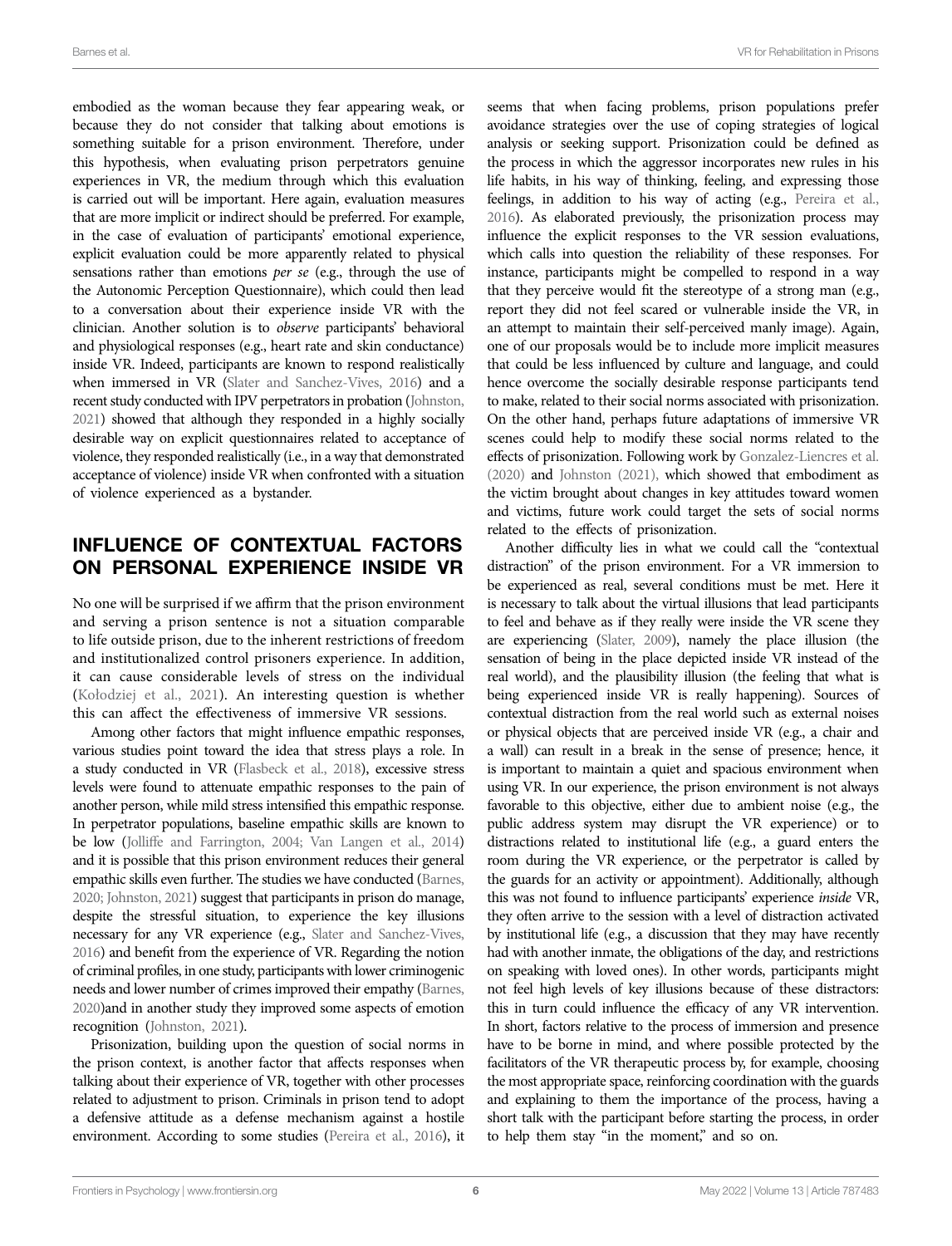embodied as the woman because they fear appearing weak, or because they do not consider that talking about emotions is something suitable for a prison environment. Therefore, under this hypothesis, when evaluating prison perpetrators genuine experiences in VR, the medium through which this evaluation is carried out will be important. Here again, evaluation measures that are more implicit or indirect should be preferred. For example, in the case of evaluation of participants' emotional experience, explicit evaluation could be more apparently related to physical sensations rather than emotions *per se* (e.g., through the use of the Autonomic Perception Questionnaire), which could then lead to a conversation about their experience inside VR with the clinician. Another solution is to *observe* participants' behavioral and physiological responses (e.g., heart rate and skin conductance) inside VR. Indeed, participants are known to respond realistically when immersed in VR (Slater and Sanchez-Vives, 2016) and a recent study conducted with IPV perpetrators in probation (Johnston, 2021) showed that although they responded in a highly socially desirable way on explicit questionnaires related to acceptance of violence, they responded realistically (i.e., in a way that demonstrated acceptance of violence) inside VR when confronted with a situation of violence experienced as a bystander.

## INFLUENCE OF CONTEXTUAL FACTORS ON PERSONAL EXPERIENCE INSIDE VR

No one will be surprised if we affirm that the prison environment and serving a prison sentence is not a situation comparable to life outside prison, due to the inherent restrictions of freedom and institutionalized control prisoners experience. In addition, it can cause considerable levels of stress on the individual (Kołodziej et al., 2021). An interesting question is whether this can affect the effectiveness of immersive VR sessions.

Among other factors that might influence empathic responses, various studies point toward the idea that stress plays a role. In a study conducted in VR (Flasbeck et al., 2018), excessive stress levels were found to attenuate empathic responses to the pain of another person, while mild stress intensified this empathic response. In perpetrator populations, baseline empathic skills are known to be low (Jolliffe and Farrington, 2004; Van Langen et al., 2014) and it is possible that this prison environment reduces their general empathic skills even further. The studies we have conducted (Barnes, 2020; Johnston, 2021) suggest that participants in prison do manage, despite the stressful situation, to experience the key illusions necessary for any VR experience (e.g., Slater and Sanchez-Vives, 2016) and benefit from the experience of VR. Regarding the notion of criminal profiles, in one study, participants with lower criminogenic needs and lower number of crimes improved their empathy (Barnes, 2020)and in another study they improved some aspects of emotion recognition (Johnston, 2021).

Prisonization, building upon the question of social norms in the prison context, is another factor that affects responses when talking about their experience of VR, together with other processes related to adjustment to prison. Criminals in prison tend to adopt a defensive attitude as a defense mechanism against a hostile environment. According to some studies (Pereira et al., 2016), it seems that when facing problems, prison populations prefer avoidance strategies over the use of coping strategies of logical analysis or seeking support. Prisonization could be defined as the process in which the aggressor incorporates new rules in his life habits, in his way of thinking, feeling, and expressing those feelings, in addition to his way of acting (e.g., Pereira et al., 2016). As elaborated previously, the prisonization process may influence the explicit responses to the VR session evaluations, which calls into question the reliability of these responses. For instance, participants might be compelled to respond in a way that they perceive would fit the stereotype of a strong man (e.g., report they did not feel scared or vulnerable inside the VR, in an attempt to maintain their self-perceived manly image). Again, one of our proposals would be to include more implicit measures that could be less influenced by culture and language, and could hence overcome the socially desirable response participants tend to make, related to their social norms associated with prisonization. On the other hand, perhaps future adaptations of immersive VR scenes could help to modify these social norms related to the effects of prisonization. Following work by Gonzalez-Liencres et al. (2020) and Johnston (2021), which showed that embodiment as the victim brought about changes in key attitudes toward women and victims, future work could target the sets of social norms related to the effects of prisonization.

Another difficulty lies in what we could call the "contextual distraction" of the prison environment. For a VR immersion to be experienced as real, several conditions must be met. Here it is necessary to talk about the virtual illusions that lead participants to feel and behave as if they really were inside the VR scene they are experiencing (Slater, 2009), namely the place illusion (the sensation of being in the place depicted inside VR instead of the real world), and the plausibility illusion (the feeling that what is being experienced inside VR is really happening). Sources of contextual distraction from the real world such as external noises or physical objects that are perceived inside VR (e.g., a chair and a wall) can result in a break in the sense of presence; hence, it is important to maintain a quiet and spacious environment when using VR. In our experience, the prison environment is not always favorable to this objective, either due to ambient noise (e.g., the public address system may disrupt the VR experience) or to distractions related to institutional life (e.g., a guard enters the room during the VR experience, or the perpetrator is called by the guards for an activity or appointment). Additionally, although this was not found to influence participants' experience *inside* VR, they often arrive to the session with a level of distraction activated by institutional life (e.g., a discussion that they may have recently had with another inmate, the obligations of the day, and restrictions on speaking with loved ones). In other words, participants might not feel high levels of key illusions because of these distractors: this in turn could influence the efficacy of any VR intervention. In short, factors relative to the process of immersion and presence have to be borne in mind, and where possible protected by the facilitators of the VR therapeutic process by, for example, choosing the most appropriate space, reinforcing coordination with the guards and explaining to them the importance of the process, having a short talk with the participant before starting the process, in order to help them stay "in the moment," and so on.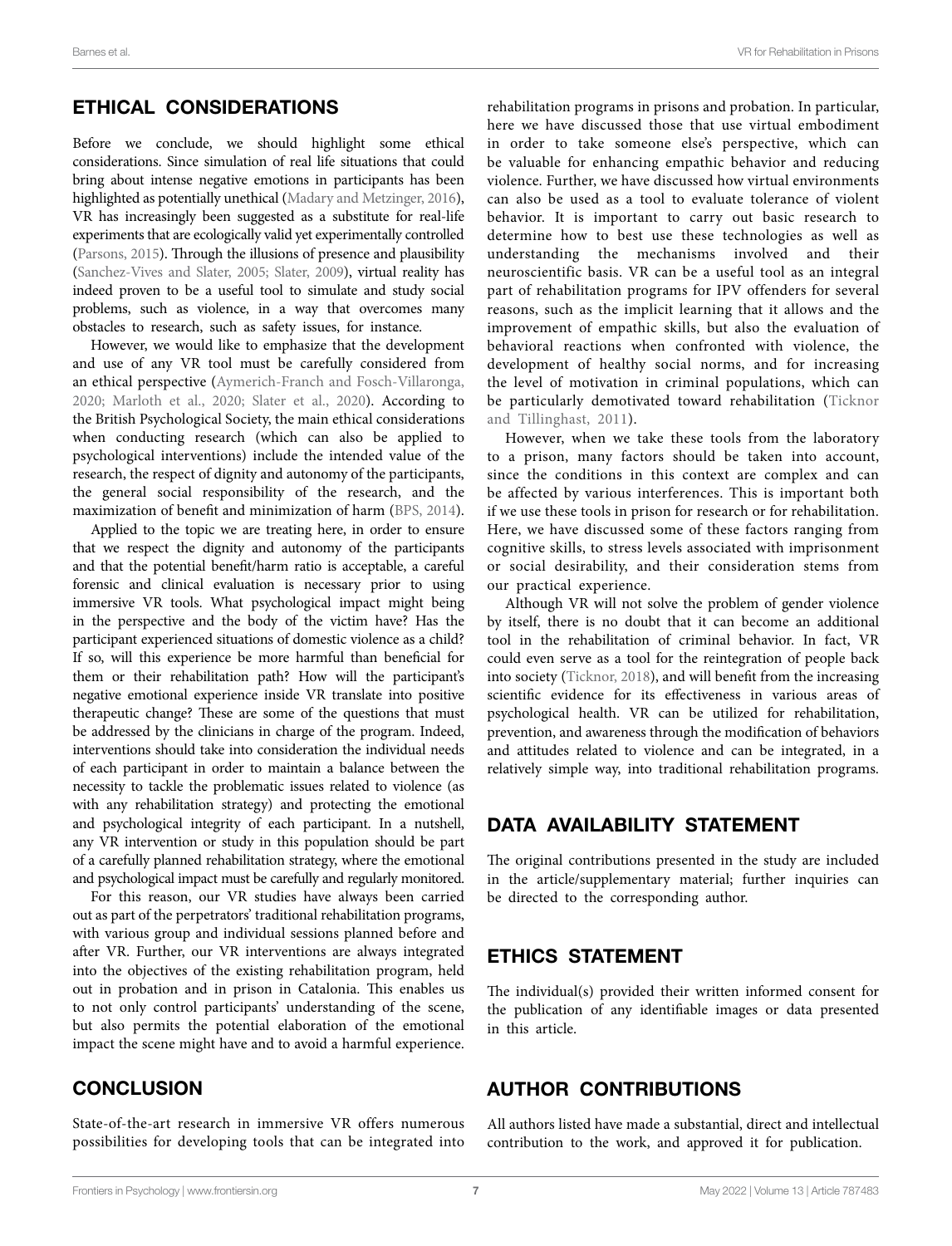## ETHICAL CONSIDERATIONS

Before we conclude, we should highlight some ethical considerations. Since simulation of real life situations that could bring about intense negative emotions in participants has been highlighted as potentially unethical (Madary and Metzinger, 2016), VR has increasingly been suggested as a substitute for real-life experiments that are ecologically valid yet experimentally controlled (Parsons, 2015). Through the illusions of presence and plausibility (Sanchez-Vives and Slater, 2005; Slater, 2009), virtual reality has indeed proven to be a useful tool to simulate and study social problems, such as violence, in a way that overcomes many obstacles to research, such as safety issues, for instance.

However, we would like to emphasize that the development and use of any VR tool must be carefully considered from an ethical perspective (Aymerich-Franch and Fosch-Villaronga, 2020; Marloth et al., 2020; Slater et al., 2020). According to the British Psychological Society, the main ethical considerations when conducting research (which can also be applied to psychological interventions) include the intended value of the research, the respect of dignity and autonomy of the participants, the general social responsibility of the research, and the maximization of benefit and minimization of harm (BPS, 2014).

Applied to the topic we are treating here, in order to ensure that we respect the dignity and autonomy of the participants and that the potential benefit/harm ratio is acceptable, a careful forensic and clinical evaluation is necessary prior to using immersive VR tools. What psychological impact might being in the perspective and the body of the victim have? Has the participant experienced situations of domestic violence as a child? If so, will this experience be more harmful than beneficial for them or their rehabilitation path? How will the participant's negative emotional experience inside VR translate into positive therapeutic change? These are some of the questions that must be addressed by the clinicians in charge of the program. Indeed, interventions should take into consideration the individual needs of each participant in order to maintain a balance between the necessity to tackle the problematic issues related to violence (as with any rehabilitation strategy) and protecting the emotional and psychological integrity of each participant. In a nutshell, any VR intervention or study in this population should be part of a carefully planned rehabilitation strategy, where the emotional and psychological impact must be carefully and regularly monitored.

For this reason, our VR studies have always been carried out as part of the perpetrators' traditional rehabilitation programs, with various group and individual sessions planned before and after VR. Further, our VR interventions are always integrated into the objectives of the existing rehabilitation program, held out in probation and in prison in Catalonia. This enables us to not only control participants' understanding of the scene, but also permits the potential elaboration of the emotional impact the scene might have and to avoid a harmful experience.

## CONCLUSION

State-of-the-art research in immersive VR offers numerous possibilities for developing tools that can be integrated into rehabilitation programs in prisons and probation. In particular, here we have discussed those that use virtual embodiment in order to take someone else's perspective, which can be valuable for enhancing empathic behavior and reducing violence. Further, we have discussed how virtual environments can also be used as a tool to evaluate tolerance of violent behavior. It is important to carry out basic research to determine how to best use these technologies as well as understanding the mechanisms involved and their neuroscientific basis. VR can be a useful tool as an integral part of rehabilitation programs for IPV offenders for several reasons, such as the implicit learning that it allows and the improvement of empathic skills, but also the evaluation of behavioral reactions when confronted with violence, the development of healthy social norms, and for increasing the level of motivation in criminal populations, which can be particularly demotivated toward rehabilitation (Ticknor and Tillinghast, 2011).

However, when we take these tools from the laboratory to a prison, many factors should be taken into account, since the conditions in this context are complex and can be affected by various interferences. This is important both if we use these tools in prison for research or for rehabilitation. Here, we have discussed some of these factors ranging from cognitive skills, to stress levels associated with imprisonment or social desirability, and their consideration stems from our practical experience.

Although VR will not solve the problem of gender violence by itself, there is no doubt that it can become an additional tool in the rehabilitation of criminal behavior. In fact, VR could even serve as a tool for the reintegration of people back into society (Ticknor, 2018), and will benefit from the increasing scientific evidence for its effectiveness in various areas of psychological health. VR can be utilized for rehabilitation, prevention, and awareness through the modification of behaviors and attitudes related to violence and can be integrated, in a relatively simple way, into traditional rehabilitation programs.

## DATA AVAILABILITY STATEMENT

The original contributions presented in the study are included in the article/supplementary material; further inquiries can be directed to the corresponding author.

## ETHICS STATEMENT

The individual(s) provided their written informed consent for the publication of any identifiable images or data presented in this article.

## AUTHOR CONTRIBUTIONS

All authors listed have made a substantial, direct and intellectual contribution to the work, and approved it for publication.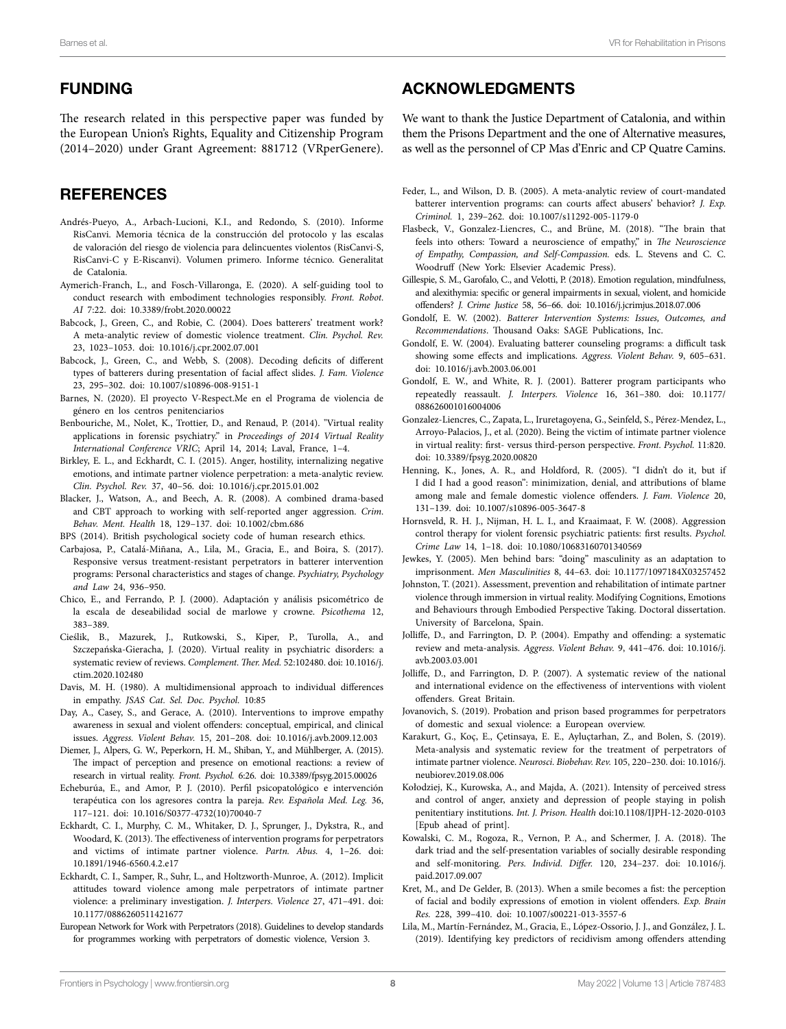## FUNDING

The research related in this perspective paper was funded by the European Union's Rights, Equality and Citizenship Program (2014–2020) under Grant Agreement: 881712 (VRperGenere).

## ACKNOWLEDGMENTS

We want to thank the Justice Department of Catalonia, and within them the Prisons Department and the one of Alternative measures, as well as the personnel of CP Mas d'Enric and CP Quatre Camins.

## REFERENCES

Andrés-Pueyo, A., Arbach-Lucioni, K.I., and Redondo, S. (2010). Informe RisCanvi. Memoria técnica de la construcción del protocolo y las escalas de valoración del riesgo de violencia para delincuentes violentos (RisCanvi-S, RisCanvi-C y E-Riscanvi). Volumen primero. Informe técnico. Generalitat de Catalonia.

Aymerich-Franch, L., and Fosch-Villaronga, E. (2020). A self-guiding tool to conduct research with embodiment technologies responsibly. *Front. Robot. AI* 7:22. doi: 10.3389/frobt.2020.00022

Babcock, J., Green, C., and Robie, C. (2004). Does batterers' treatment work? A meta-analytic review of domestic violence treatment. *Clin. Psychol. Rev.* 23, 1023–1053. doi: 10.1016/j.cpr.2002.07.001

Babcock, J., Green, C., and Webb, S. (2008). Decoding deficits of different types of batterers during presentation of facial affect slides. *J. Fam. Violence* 23, 295–302. doi: 10.1007/s10896-008-9151-1

Barnes, N. (2020). El proyecto V-Respect.Me en el Programa de violencia de género en los centros penitenciarios

Benbouriche, M., Nolet, K., Trottier, D., and Renaud, P. (2014). "Virtual reality applications in forensic psychiatry." in *Proceedings of 2014 Virtual Reality International Conference VRIC*; April 14, 2014; Laval, France, 1–4.

Birkley, E. L., and Eckhardt, C. I. (2015). Anger, hostility, internalizing negative emotions, and intimate partner violence perpetration: a meta-analytic review. *Clin. Psychol. Rev.* 37, 40–56. doi: 10.1016/j.cpr.2015.01.002

Blacker, J., Watson, A., and Beech, A. R. (2008). A combined drama-based and CBT approach to working with self-reported anger aggression. *Crim. Behav. Ment. Health* 18, 129–137. doi: 10.1002/cbm.686

BPS (2014). British psychological society code of human research ethics.

Carbajosa, P., Catalá-Miñana, A., Lila, M., Gracia, E., and Boira, S. (2017). Responsive versus treatment-resistant perpetrators in batterer intervention programs: Personal characteristics and stages of change. *Psychiatry, Psychology and Law* 24, 936–950.

Chico, E., and Ferrando, P. J. (2000). Adaptación y análisis psicométrico de la escala de deseabilidad social de marlowe y crowne. *Psicothema* 12, 383–389.

Cieślik, B., Mazurek, J., Rutkowski, S., Kiper, P., Turolla, A., and Szczepańska-Gieracha, J. (2020). Virtual reality in psychiatric disorders: a systematic review of reviews. *Complement. Ther. Med.* 52:102480. doi: 10.1016/j.ctim.2020.102480

Davis, M. H. (1980). A multidimensional approach to individual differences in empathy. *JSAS Cat. Sel. Doc. Psychol.* 10:85

Day, A., Casey, S., and Gerace, A. (2010). Interventions to improve empathy awareness in sexual and violent offenders: conceptual, empirical, and clinical issues. *Aggress. Violent Behav.* 15, 201–208. doi: 10.1016/j.avb.2009.12.003

Diemer, J., Alpers, G. W., Peperkorn, H. M., Shiban, Y., and Mühlberger, A. (2015). The impact of perception and presence on emotional reactions: a review of research in virtual reality. *Front. Psychol.* 6:26. doi: 10.3389/fpsyg.2015.00026

Echeburúa, E., and Amor, P. J. (2010). Perfil psicopatológico e intervención terapéutica con los agresores contra la pareja. *Rev. Española Med. Leg.* 36, 117–121. doi: 10.1016/S0377-4732(10)70040-7

Eckhardt, C. I., Murphy, C. M., Whitaker, D. J., Sprunger, J., Dykstra, R., and Woodard, K. (2013). The effectiveness of intervention programs for perpetrators and victims of intimate partner violence. *Partn. Abus.* 4, 1–26. doi: 10.1891/1946-6560.4.2.e17

Eckhardt, C. I., Samper, R., Suhr, L., and Holtzworth-Munroe, A. (2012). Implicit attitudes toward violence among male perpetrators of intimate partner violence: a preliminary investigation. *J. Interpers. Violence* 27, 471–491. doi: 10.1177/0886260511421677

European Network for Work with Perpetrators (2018). Guidelines to develop standards for programmes working with perpetrators of domestic violence, Version 3.

Feder, L., and Wilson, D. B. (2005). A meta-analytic review of court-mandated batterer intervention programs: can courts affect abusers' behavior? *J. Exp. Criminol.* 1, 239–262. doi: 10.1007/s11292-005-1179-0

Flasbeck, V., Gonzalez-Liencres, C., and Brüne, M. (2018). "The brain that feels into others: Toward a neuroscience of empathy," in *The Neuroscience of Empathy, Compassion, and Self-Compassion*. eds. L. Stevens and C. C. Woodruff (New York: Elsevier Academic Press).

Gillespie, S. M., Garofalo, C., and Velotti, P. (2018). Emotion regulation, mindfulness, and alexithymia: specific or general impairments in sexual, violent, and homicide offenders? *J. Crime Justice* 58, 56–66. doi: 10.1016/j.jcrimjus.2018.07.006

Gondolf, E. W. (2002). *Batterer Intervention Systems: Issues, Outcomes, and Recommendations*. Thousand Oaks: SAGE Publications, Inc.

Gondolf, E. W. (2004). Evaluating batterer counseling programs: a difficult task showing some effects and implications. *Aggress. Violent Behav.* 9, 605–631. doi: 10.1016/j.avb.2003.06.001

Gondolf, E. W., and White, R. J. (2001). Batterer program participants who repeatedly reassault. *J. Interpers. Violence* 16, 361–380. doi: 10.1177/088626001016004006

Gonzalez-Liencres, C., Zapata, L., Iruretagoyena, G., Seinfeld, S., Pérez-Mendez, L., Arroyo-Palacios, J., et al. (2020). Being the victim of intimate partner violence in virtual reality: first- versus third-person perspective. *Front. Psychol.* 11:820. doi: 10.3389/fpsyg.2020.00820

Henning, K., Jones, A. R., and Holdford, R. (2005). "I didn't do it, but if I did I had a good reason": minimization, denial, and attributions of blame among male and female domestic violence offenders. *J. Fam. Violence* 20, 131–139. doi: 10.1007/s10896-005-3647-8

Hornsveld, R. H. J., Nijman, H. L. I., and Kraaimaat, F. W. (2008). Aggression control therapy for violent forensic psychiatric patients: first results. *Psychol. Crime Law* 14, 1–18. doi: 10.1080/10683160701340569

Jewkes, Y. (2005). Men behind bars: "doing" masculinity as an adaptation to imprisonment. *Men Masculinities* 8, 44–63. doi: 10.1177/1097184X03257452

Johnston, T. (2021). Assessment, prevention and rehabilitation of intimate partner violence through immersion in virtual reality. Modifying Cognitions, Emotions and Behaviours through Embodied Perspective Taking. Doctoral dissertation. University of Barcelona, Spain.

Jolliffe, D., and Farrington, D. P. (2004). Empathy and offending: a systematic review and meta-analysis. *Aggress. Violent Behav.* 9, 441–476. doi: 10.1016/j.avb.2003.03.001

Jolliffe, D., and Farrington, D. P. (2007). A systematic review of the national and international evidence on the effectiveness of interventions with violent offenders. Great Britain.

Jovanovich, S. (2019). Probation and prison based programmes for perpetrators of domestic and sexual violence: a European overview.

Karakurt, G., Koç, E., Çetinsaya, E. E., Ayluçtarhan, Z., and Bolen, S. (2019). Meta-analysis and systematic review for the treatment of perpetrators of intimate partner violence. *Neurosci. Biobehav. Rev.* 105, 220–230. doi: 10.1016/j.neubiorev.2019.08.006

Kołodziej, K., Kurowska, A., and Majda, A. (2021). Intensity of perceived stress and control of anger, anxiety and depression of people staying in polish penitentiary institutions. *Int. J. Prison. Health* doi:10.1108/IJPH-12-2020-0103 [Epub ahead of print].

Kowalski, C. M., Rogoza, R., Vernon, P. A., and Schermer, J. A. (2018). The dark triad and the self-presentation variables of socially desirable responding and self-monitoring. *Pers. Individ. Differ.* 120, 234–237. doi: 10.1016/j.paid.2017.09.007

Kret, M., and De Gelder, B. (2013). When a smile becomes a fist: the perception of facial and bodily expressions of emotion in violent offenders. *Exp. Brain Res.* 228, 399–410. doi: 10.1007/s00221-013-3557-6

Lila, M., Martín-Fernández, M., Gracia, E., López-Ossorio, J. J., and González, J. L. (2019). Identifying key predictors of recidivism among offenders attending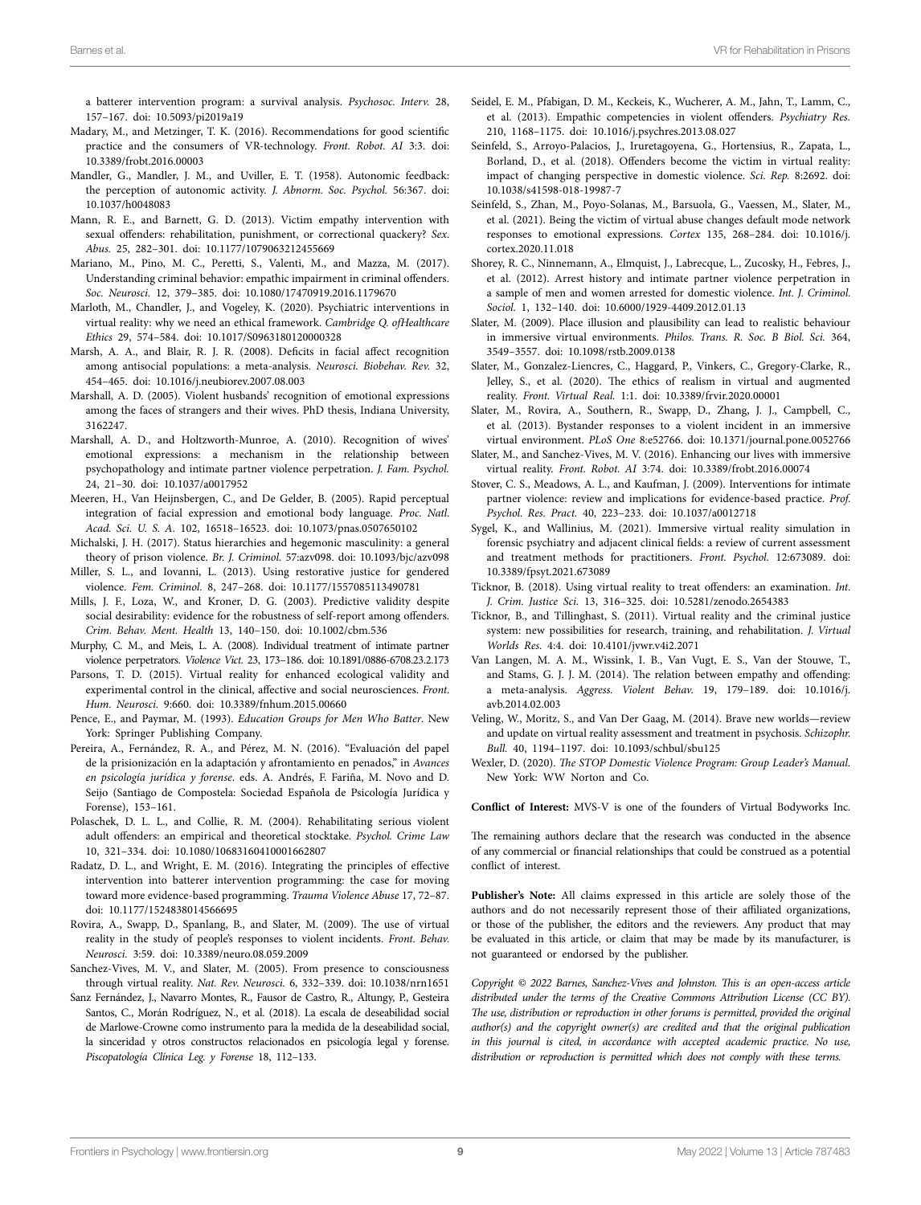a batterer intervention program: a survival analysis. *Psychosoc. Interv.* 28, 157–167. doi: 10.5093/pi2019a19

Madary, M., and Metzinger, T. K. (2016). Recommendations for good scientific practice and the consumers of VR-technology. *Front. Robot. AI* 3:3. doi: 10.3389/frobt.2016.00003

Mandler, G., Mandler, J. M., and Uviller, E. T. (1958). Autonomic feedback: the perception of autonomic activity. *J. Abnorm. Soc. Psychol.* 56:367. doi: 10.1037/h0048083

Mann, R. E., and Barnett, G. D. (2013). Victim empathy intervention with sexual offenders: rehabilitation, punishment, or correctional quackery? *Sex. Abus.* 25, 282–301. doi: 10.1177/1079063212455669

Mariano, M., Pino, M. C., Peretti, S., Valenti, M., and Mazza, M. (2017). Understanding criminal behavior: empathic impairment in criminal offenders. *Soc. Neurosci.* 12, 379–385. doi: 10.1080/17470919.2016.1179670

Marloth, M., Chandler, J., and Vogeley, K. (2020). Psychiatric interventions in virtual reality: why we need an ethical framework. *Cambridge Q. ofHealthcare Ethics* 29, 574–584. doi: 10.1017/S0963180120000328

Marsh, A. A., and Blair, R. J. R. (2008). Deficits in facial affect recognition among antisocial populations: a meta-analysis. *Neurosci. Biobehav. Rev.* 32, 454–465. doi: 10.1016/j.neubiorev.2007.08.003

Marshall, A. D. (2005). Violent husbands' recognition of emotional expressions among the faces of strangers and their wives. PhD thesis, Indiana University, 3162247.

Marshall, A. D., and Holtzworth-Munroe, A. (2010). Recognition of wives' emotional expressions: a mechanism in the relationship between psychopathology and intimate partner violence perpetration. *J. Fam. Psychol.* 24, 21–30. doi: 10.1037/a0017952

Meeren, H., Van Heijnsbergen, C., and De Gelder, B. (2005). Rapid perceptual integration of facial expression and emotional body language. *Proc. Natl. Acad. Sci. U. S. A.* 102, 16518–16523. doi: 10.1073/pnas.0507650102

Michalski, J. H. (2017). Status hierarchies and hegemonic masculinity: a general theory of prison violence. *Br. J. Criminol.* 57:azv098. doi: 10.1093/bjc/azv098

Miller, S. L., and Iovanni, L. (2013). Using restorative justice for gendered violence. *Fem. Criminol.* 8, 247–268. doi: 10.1177/1557085113490781

Mills, J. F., Loza, W., and Kroner, D. G. (2003). Predictive validity despite social desirability: evidence for the robustness of self-report among offenders. *Crim. Behav. Ment. Health* 13, 140–150. doi: 10.1002/cbm.536

Murphy, C. M., and Meis, L. A. (2008). Individual treatment of intimate partner violence perpetrators. *Violence Vict.* 23, 173–186. doi: 10.1891/0886-6708.23.2.173

Parsons, T. D. (2015). Virtual reality for enhanced ecological validity and experimental control in the clinical, affective and social neurosciences. *Front. Hum. Neurosci.* 9:660. doi: 10.3389/fnhum.2015.00660

Pence, E., and Paymar, M. (1993). *Education Groups for Men Who Batter*. New York: Springer Publishing Company.

Pereira, A., Fernández, R. A., and Pérez, M. N. (2016). "Evaluación del papel de la prisionización en la adaptación y afrontamiento en penados," in *Avances en psicología jurídica y forense*. eds. A. Andrés, F. Fariña, M. Novo and D. Seijo (Santiago de Compostela: Sociedad Española de Psicología Jurídica y Forense), 153–161.

Polaschek, D. L. L., and Collie, R. M. (2004). Rehabilitating serious violent adult offenders: an empirical and theoretical stocktake. *Psychol. Crime Law* 10, 321–334. doi: 10.1080/10683160410001662807

Radatz, D. L., and Wright, E. M. (2016). Integrating the principles of effective intervention into batterer intervention programming: the case for moving toward more evidence-based programming. *Trauma Violence Abuse* 17, 72–87. doi: 10.1177/1524838014566695

Rovira, A., Swapp, D., Spanlang, B., and Slater, M. (2009). The use of virtual reality in the study of people's responses to violent incidents. *Front. Behav. Neurosci.* 3:59. doi: 10.3389/neuro.08.059.2009

Sanchez-Vives, M. V., and Slater, M. (2005). From presence to consciousness through virtual reality. *Nat. Rev. Neurosci.* 6, 332–339. doi: 10.1038/nrn1651

Sanz Fernández, J., Navarro Montes, R., Fausor de Castro, R., Altungy, P., Gesteira Santos, C., Morán Rodríguez, N., et al. (2018). La escala de deseabilidad social de Marlowe-Crowne como instrumento para la medida de la deseabilidad social, la sinceridad y otros constructos relacionados en psicología legal y forense. *Piscopatología Clínica Leg. y Forense* 18, 112–133.

Seidel, E. M., Pfabigan, D. M., Keckeis, K., Wucherer, A. M., Jahn, T., Lamm, C., et al. (2013). Empathic competencies in violent offenders. *Psychiatry Res.* 210, 1168–1175. doi: 10.1016/j.psychres.2013.08.027

Seinfeld, S., Arroyo-Palacios, J., Iruretagoyena, G., Hortensius, R., Zapata, L., Borland, D., et al. (2018). Offenders become the victim in virtual reality: impact of changing perspective in domestic violence. *Sci. Rep.* 8:2692. doi: 10.1038/s41598-018-19987-7

Seinfeld, S., Zhan, M., Poyo-Solanas, M., Barsuola, G., Vaessen, M., Slater, M., et al. (2021). Being the victim of virtual abuse changes default mode network responses to emotional expressions. *Cortex* 135, 268–284. doi: 10.1016/j.cortex.2020.11.018

Shorey, R. C., Ninnemann, A., Elmquist, J., Labrecque, L., Zucosky, H., Febres, J., et al. (2012). Arrest history and intimate partner violence perpetration in a sample of men and women arrested for domestic violence. *Int. J. Criminol. Sociol.* 1, 132–140. doi: 10.6000/1929-4409.2012.01.13

Slater, M. (2009). Place illusion and plausibility can lead to realistic behaviour in immersive virtual environments. *Philos. Trans. R. Soc. B Biol. Sci.* 364, 3549–3557. doi: 10.1098/rstb.2009.0138

Slater, M., Gonzalez-Liencres, C., Haggard, P., Vinkers, C., Gregory-Clarke, R., Jelley, S., et al. (2020). The ethics of realism in virtual and augmented reality. *Front. Virtual Real.* 1:1. doi: 10.3389/frvir.2020.00001

Slater, M., Rovira, A., Southern, R., Swapp, D., Zhang, J. J., Campbell, C., et al. (2013). Bystander responses to a violent incident in an immersive virtual environment. *PLoS One* 8:e52766. doi: 10.1371/journal.pone.0052766

Slater, M., and Sanchez-Vives, M. V. (2016). Enhancing our lives with immersive virtual reality. *Front. Robot. AI* 3:74. doi: 10.3389/frobt.2016.00074

Stover, C. S., Meadows, A. L., and Kaufman, J. (2009). Interventions for intimate partner violence: review and implications for evidence-based practice. *Prof. Psychol. Res. Pract.* 40, 223–233. doi: 10.1037/a0012718

Sygel, K., and Wallinius, M. (2021). Immersive virtual reality simulation in forensic psychiatry and adjacent clinical fields: a review of current assessment and treatment methods for practitioners. *Front. Psychol.* 12:673089. doi: 10.3389/fpsyt.2021.673089

Ticknor, B. (2018). Using virtual reality to treat offenders: an examination. *Int. J. Crim. Justice Sci.* 13, 316–325. doi: 10.5281/zenodo.2654383

Ticknor, B., and Tillinghast, S. (2011). Virtual reality and the criminal justice system: new possibilities for research, training, and rehabilitation. *J. Virtual Worlds Res.* 4:4. doi: 10.4101/jvwr.v4i2.2071

Van Langen, M. A. M., Wissink, I. B., Van Vugt, E. S., Van der Stouwe, T., and Stams, G. J. J. M. (2014). The relation between empathy and offending: a meta-analysis. *Aggress. Violent Behav.* 19, 179–189. doi: 10.1016/j.avb.2014.02.003

Veling, W., Moritz, S., and Van Der Gaag, M. (2014). Brave new worlds—review and update on virtual reality assessment and treatment in psychosis. *Schizophr. Bull.* 40, 1194–1197. doi: 10.1093/schbul/sbu125

Wexler, D. (2020). *The STOP Domestic Violence Program: Group Leader's Manual*. New York: WW Norton and Co.

**Conflict of Interest:** MVS-V is one of the founders of Virtual Bodyworks Inc.

The remaining authors declare that the research was conducted in the absence of any commercial or financial relationships that could be construed as a potential conflict of interest.

**Publisher's Note:** All claims expressed in this article are solely those of the authors and do not necessarily represent those of their affiliated organizations, or those of the publisher, the editors and the reviewers. Any product that may be evaluated in this article, or claim that may be made by its manufacturer, is not guaranteed or endorsed by the publisher.

*Copyright © 2022 Barnes, Sanchez-Vives and Johnston. This is an open-access article distributed under the terms of the Creative Commons Attribution License (CC BY). The use, distribution or reproduction in other forums is permitted, provided the original author(s) and the copyright owner(s) are credited and that the original publication in this journal is cited, in accordance with accepted academic practice. No use, distribution or reproduction is permitted which does not comply with these terms.*